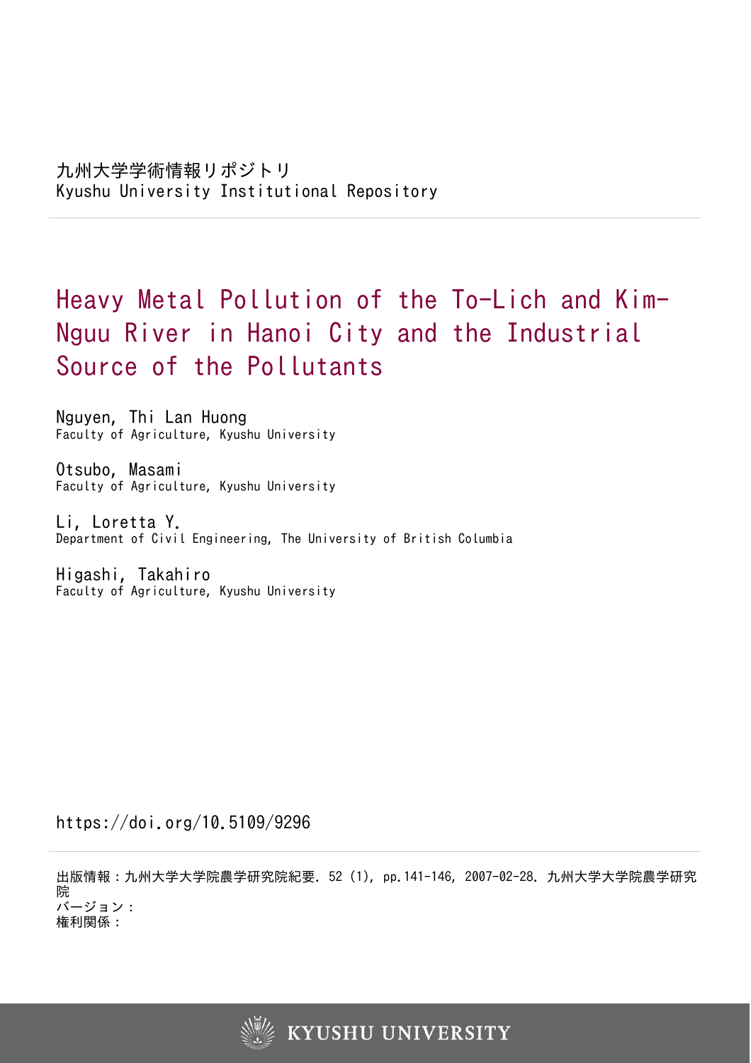九州大学学術情報リポジトリ
Kyushu University Institutional Repository

# Heavy Metal Pollution of the To-Lich and Kim-Nguu River in Hanoi City and the Industrial Source of the Pollutants

Nguyen, Thi Lan Huong
Faculty of Agriculture, Kyushu University

Otsubo, Masami
Faculty of Agriculture, Kyushu University

Li, Loretta Y.
Department of Civil Engineering, The University of British Columbia

Higashi, Takahiro
Faculty of Agriculture, Kyushu University

https://doi.org/10.5109/9296

出版情報：九州大学大学院農学研究院紀要. 52 (1), pp.141-146, 2007-02-28. 九州大学大学院農学研究院
バージョン：
権利関係：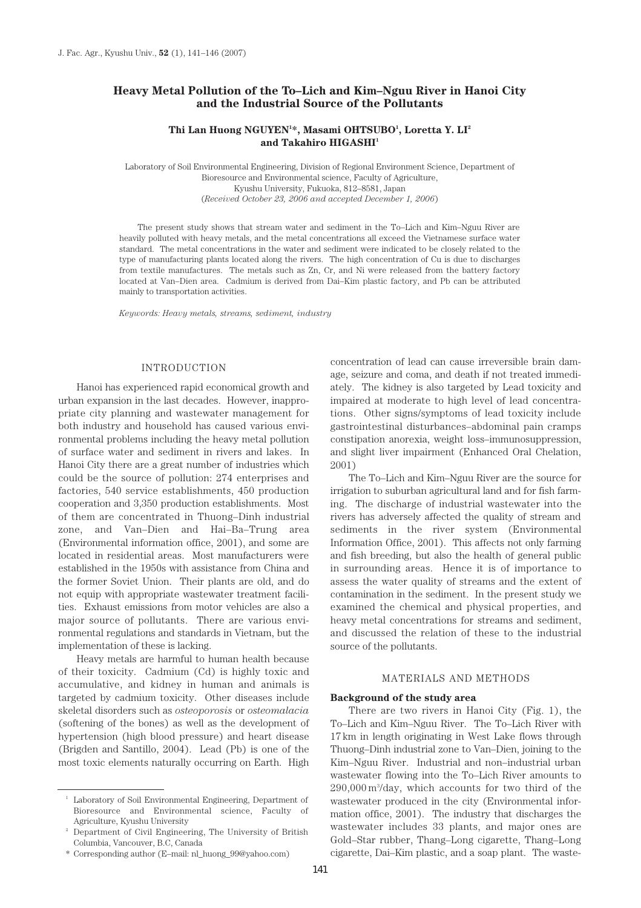# Heavy Metal Pollution of the To–Lich and Kim–Nguu River in Hanoi City and the Industrial Source of the Pollutants

**Thi Lan Huong NGUYEN[1]\*, Masami OHTSUBO[1], Loretta Y. LI[2] and Takahiro HIGASHI[1]**

Laboratory of Soil Environmental Engineering, Division of Regional Environment Science, Department of Bioresource and Environmental science, Faculty of Agriculture, Kyushu University, Fukuoka, 812–8581, Japan
(*Received October 23, 2006 and accepted December 1, 2006*)

The present study shows that stream water and sediment in the To–Lich and Kim–Nguu River are heavily polluted with heavy metals, and the metal concentrations all exceed the Vietnamese surface water standard. The metal concentrations in the water and sediment were indicated to be closely related to the type of manufacturing plants located along the rivers. The high concentration of Cu is due to discharges from textile manufactures. The metals such as Zn, Cr, and Ni were released from the battery factory located at Van–Dien area. Cadmium is derived from Dai–Kim plastic factory, and Pb can be attributed mainly to transportation activities.

*Keywords: Heavy metals, streams, sediment, industry*

## INTRODUCTION

Hanoi has experienced rapid economical growth and urban expansion in the last decades. However, inappropriate city planning and wastewater management for both industry and household has caused various environmental problems including the heavy metal pollution of surface water and sediment in rivers and lakes. In Hanoi City there are a great number of industries which could be the source of pollution: 274 enterprises and factories, 540 service establishments, 450 production cooperation and 3,350 production establishments. Most of them are concentrated in Thuong–Dinh industrial zone, and Van–Dien and Hai–Ba–Trung area (Environmental information office, 2001), and some are located in residential areas. Most manufacturers were established in the 1950s with assistance from China and the former Soviet Union. Their plants are old, and do not equip with appropriate wastewater treatment facilities. Exhaust emissions from motor vehicles are also a major source of pollutants. There are various environmental regulations and standards in Vietnam, but the implementation of these is lacking.

Heavy metals are harmful to human health because of their toxicity. Cadmium (Cd) is highly toxic and accumulative, and kidney in human and animals is targeted by cadmium toxicity. Other diseases include skeletal disorders such as *osteoporosis* or *osteomalacia* (softening of the bones) as well as the development of hypertension (high blood pressure) and heart disease (Brigden and Santillo, 2004). Lead (Pb) is one of the most toxic elements naturally occurring on Earth. High concentration of lead can cause irreversible brain damage, seizure and coma, and death if not treated immediately. The kidney is also targeted by Lead toxicity and impaired at moderate to high level of lead concentrations. Other signs/symptoms of lead toxicity include gastrointestinal disturbances–abdominal pain cramps constipation anorexia, weight loss–immunosuppression, and slight liver impairment (Enhanced Oral Chelation, 2001)

The To–Lich and Kim–Nguu River are the source for irrigation to suburban agricultural land and for fish farming. The discharge of industrial wastewater into the rivers has adversely affected the quality of stream and sediments in the river system (Environmental Information Office, 2001). This affects not only farming and fish breeding, but also the health of general public in surrounding areas. Hence it is of importance to assess the water quality of streams and the extent of contamination in the sediment. In the present study we examined the chemical and physical properties, and heavy metal concentrations for streams and sediment, and discussed the relation of these to the industrial source of the pollutants.

## MATERIALS AND METHODS

### Background of the study area

There are two rivers in Hanoi City (Fig. 1), the To–Lich and Kim–Nguu River. The To–Lich River with 17 km in length originating in West Lake flows through Thuong–Dinh industrial zone to Van–Dien, joining to the Kim–Nguu River. Industrial and non–industrial urban wastewater flowing into the To–Lich River amounts to 290,000 $m^3$/day, which accounts for two third of the wastewater produced in the city (Environmental information office, 2001). The industry that discharges the wastewater includes 33 plants, and major ones are Gold–Star rubber, Thang–Long cigarette, Thang–Long cigarette, Dai–Kim plastic, and a soap plant. The waste-

[1] Laboratory of Soil Environmental Engineering, Department of Bioresource and Environmental science, Faculty of Agriculture, Kyushu University

[2] Department of Civil Engineering, The University of British Columbia, Vancouver, B.C, Canada

\* Corresponding author (E–mail: nl_huong_99@yahoo.com)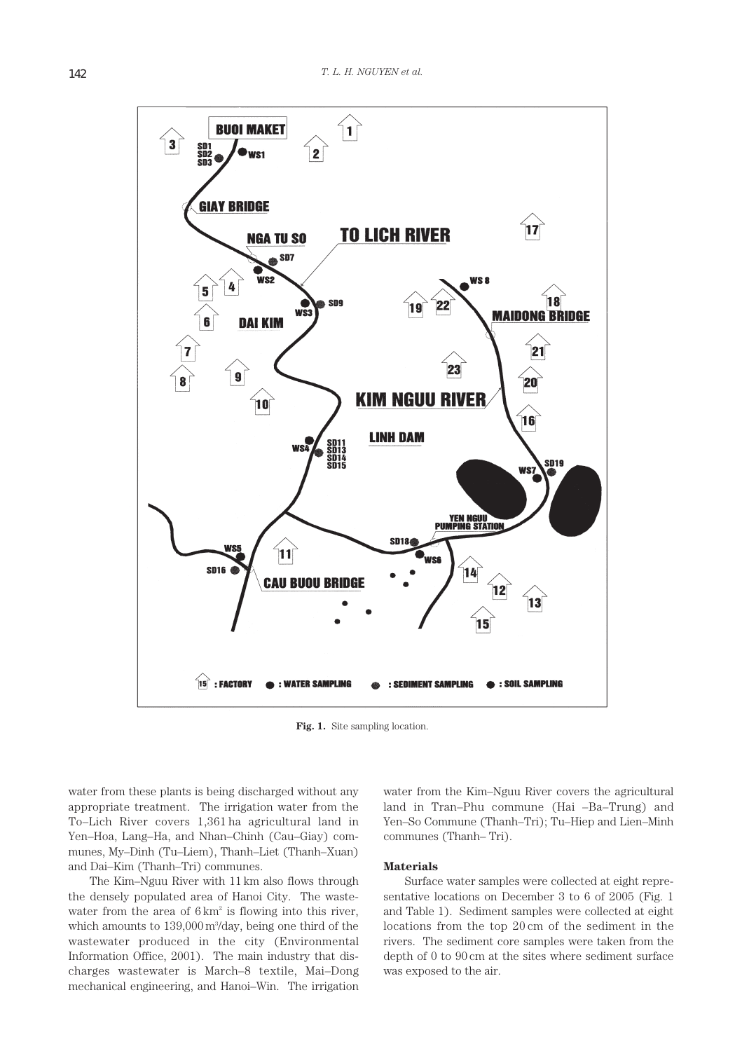Fig. 1. Site sampling location.

water from these plants is being discharged without any appropriate treatment. The irrigation water from the To–Lich River covers 1,361 ha agricultural land in Yen–Hoa, Lang–Ha, and Nhan–Chinh (Cau–Giay) communes, My–Dinh (Tu–Liem), Thanh–Liet (Thanh–Xuan) and Dai–Kim (Thanh–Tri) communes.

The Kim–Nguu River with 11 km also flows through the densely populated area of Hanoi City. The wastewater from the area of 6 $km^2$ is flowing into this river, which amounts to 139,000 $m^3$/day, being one third of the wastewater produced in the city (Environmental Information Office, 2001). The main industry that discharges wastewater is March–8 textile, Mai–Dong mechanical engineering, and Hanoi–Win. The irrigation water from the Kim–Nguu River covers the agricultural land in Tran–Phu commune (Hai –Ba–Trung) and Yen–So Commune (Thanh–Tri); Tu–Hiep and Lien–Minh communes (Thanh– Tri).

### Materials

Surface water samples were collected at eight representative locations on December 3 to 6 of 2005 (Fig. 1 and Table 1). Sediment samples were collected at eight locations from the top 20 cm of the sediment in the rivers. The sediment core samples were taken from the depth of 0 to 90 cm at the sites where sediment surface was exposed to the air.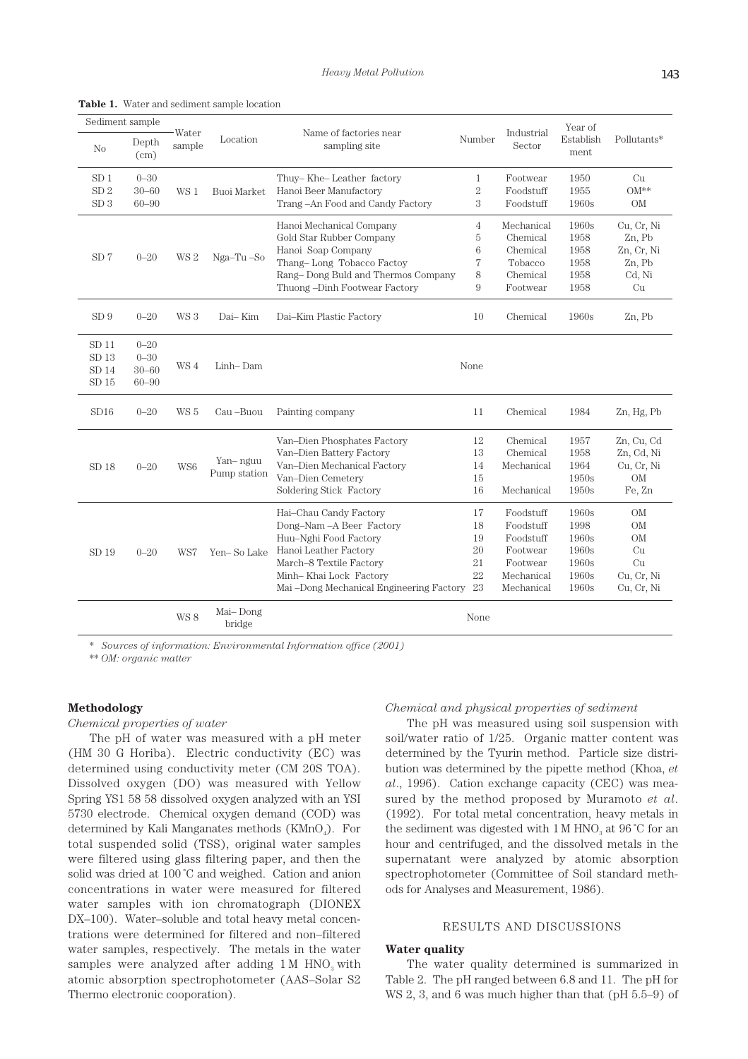**Table 1.** Water and sediment sample location

| Sediment sample | | Water sample | Location | Name of factories near sampling site | Number | Industrial Sector | Year of Establishment | Pollutants* |
|---|---|---|---|---|---|---|---|---|
| No | Depth (cm) | | | | | | | |
| SD 1 | 0–30 | WS 1 | Buoi Market | Thuy– Khe– Leather factory | 1 | Footwear | 1950 | Cu |
| SD 2 | 30–60 | | | Hanoi Beer Manufactory | 2 | Foodstuff | 1955 | OM** |
| SD 3 | 60–90 | | | Trang –An Food and Candy Factory | 3 | Foodstuff | 1960s | OM |
| SD 7 | 0–20 | WS 2 | Nga–Tu –So | Hanoi Mechanical Company | 4 | Mechanical | 1960s | Cu, Cr, Ni |
| | | | | Gold Star Rubber Company | 5 | Chemical | 1958 | Zn, Pb |
| | | | | Hanoi Soap Company | 6 | Chemical | 1958 | Zn, Cr, Ni |
| | | | | Thang– Long Tobacco Factoy | 7 | Tobacco | 1958 | Zn, Pb |
| | | | | Rang– Dong Buld and Thermos Company | 8 | Chemical | 1958 | Cd, Ni |
| | | | | Thuong –Dinh Footwear Factory | 9 | Footwear | 1958 | Cu |
| SD 9 | 0–20 | WS 3 | Dai– Kim | Dai–Kim Plastic Factory | 10 | Chemical | 1960s | Zn, Pb |
| SD 11 | 0–20 | WS 4 | Linh– Dam | | None | | | |
| SD 13 | 0–30 | | | | | | | |
| SD 14 | 30–60 | | | | | | | |
| SD 15 | 60–90 | | | | | | | |
| SD16 | 0–20 | WS 5 | Cau –Buou | Painting company | 11 | Chemical | 1984 | Zn, Hg, Pb |
| SD 18 | 0–20 | WS6 | Yan– nguu Pump station | Van–Dien Phosphates Factory | 12 | Chemical | 1957 | Zn, Cu, Cd |
| | | | | Van–Dien Battery Factory | 13 | Chemical | 1958 | Zn, Cd, Ni |
| | | | | Van–Dien Mechanical Factory | 14 | Mechanical | 1964 | Cu, Cr, Ni |
| | | | | Van–Dien Cemetery | 15 | | 1950s | OM |
| | | | | Soldering Stick Factory | 16 | Mechanical | 1950s | Fe, Zn |
| SD 19 | 0–20 | WS7 | Yen– So Lake | Hai–Chau Candy Factory | 17 | Foodstuff | 1960s | OM |
| | | | | Dong–Nam –A Beer Factory | 18 | Foodstuff | 1998 | OM |
| | | | | Huu–Nghi Food Factory | 19 | Foodstuff | 1960s | OM |
| | | | | Hanoi Leather Factory | 20 | Footwear | 1960s | Cu |
| | | | | March–8 Textile Factory | 21 | Footwear | 1960s | Cu |
| | | | | Minh– Khai Lock Factory | 22 | Mechanical | 1960s | Cu, Cr, Ni |
| | | | | Mai –Dong Mechanical Engineering Factory | 23 | Mechanical | 1960s | Cu, Cr, Ni |
| | | WS 8 | Mai– Dong bridge | | None | | | |

\* *Sources of information: Environmental Information office (2001)*

\*\* *OM: organic matter*

### Methodology

*Chemical properties of water*

The pH of water was measured with a pH meter (HM 30 G Horiba). Electric conductivity (EC) was determined using conductivity meter (CM 20S TOA). Dissolved oxygen (DO) was measured with Yellow Spring YS1 58 58 dissolved oxygen analyzed with an YSI 5730 electrode. Chemical oxygen demand (COD) was determined by Kali Manganates methods ($KMnO_4$). For total suspended solid (TSS), original water samples were filtered using glass filtering paper, and then the solid was dried at 100 ˚C and weighed. Cation and anion concentrations in water were measured for filtered water samples with ion chromatograph (DIONEX DX–100). Water–soluble and total heavy metal concentrations were determined for filtered and non–filtered water samples, respectively. The metals in the water samples were analyzed after adding 1 M $HNO_3$ with atomic absorption spectrophotometer (AAS–Solar S2 Thermo electronic cooporation).

*Chemical and physical properties of sediment*

The pH was measured using soil suspension with soil/water ratio of 1/25. Organic matter content was determined by the Tyurin method. Particle size distribution was determined by the pipette method (Khoa, *et al*., 1996). Cation exchange capacity (CEC) was measured by the method proposed by Muramoto *et al*. (1992). For total metal concentration, heavy metals in the sediment was digested with 1 M $HNO_3$ at 96 ˚C for an hour and centrifuged, and the dissolved metals in the supernatant were analyzed by atomic absorption spectrophotometer (Committee of Soil standard methods for Analyses and Measurement, 1986).

## RESULTS AND DISCUSSIONS

### Water quality

The water quality determined is summarized in Table 2. The pH ranged between 6.8 and 11. The pH for WS 2, 3, and 6 was much higher than that (pH 5.5–9) of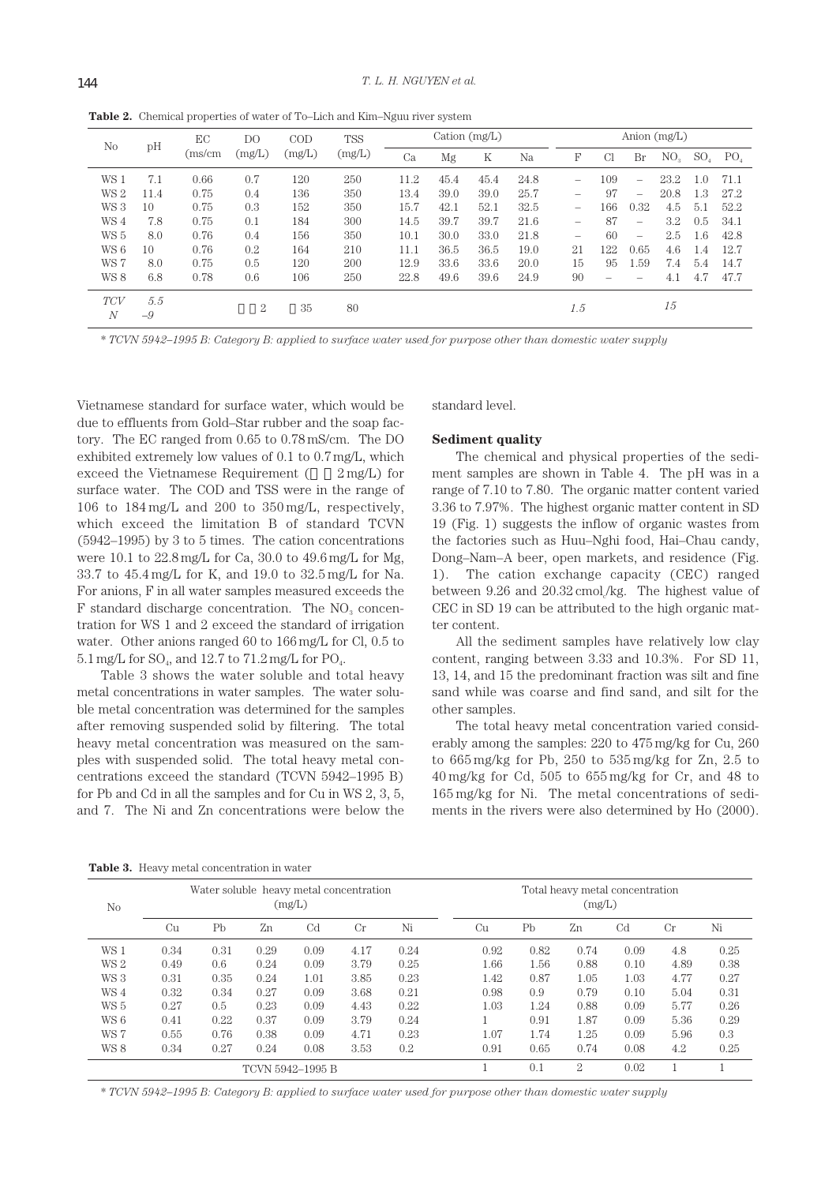**Table 2.** Chemical properties of water of To–Lich and Kim–Nguu river system

| No | pH | EC (ms/cm | DO (mg/L) | COD (mg/L) | TSS (mg/L) | Cation (mg/L) | | | | Anion (mg/L) | | | | | |
|---|---|---|---|---|---|---|---|---|---|---|---|---|---|---|---|
| | | | | | | Ca | Mg | K | Na | F | Cl | Br | $NO_3$ | $SO_4$ | $PO_4$ |
| WS 1 | 7.1 | 0.66 | 0.7 | 120 | 250 | 11.2 | 45.4 | 45.4 | 24.8 | – | 109 | – | 23.2 | 1.0 | 71.1 |
| WS 2 | 11.4 | 0.75 | 0.4 | 136 | 350 | 13.4 | 39.0 | 39.0 | 25.7 | – | 97 | – | 20.8 | 1.3 | 27.2 |
| WS 3 | 10 | 0.75 | 0.3 | 152 | 350 | 15.7 | 42.1 | 52.1 | 32.5 | – | 166 | 0.32 | 4.5 | 5.1 | 52.2 |
| WS 4 | 7.8 | 0.75 | 0.1 | 184 | 300 | 14.5 | 39.7 | 39.7 | 21.6 | – | 87 | – | 3.2 | 0.5 | 34.1 |
| WS 5 | 8.0 | 0.76 | 0.4 | 156 | 350 | 10.1 | 30.0 | 33.0 | 21.8 | – | 60 | – | 2.5 | 1.6 | 42.8 |
| WS 6 | 10 | 0.76 | 0.2 | 164 | 210 | 11.1 | 36.5 | 36.5 | 19.0 | 21 | 122 | 0.65 | 4.6 | 1.4 | 12.7 |
| WS 7 | 8.0 | 0.75 | 0.5 | 120 | 200 | 12.9 | 33.6 | 33.6 | 20.0 | 15 | 95 | 1.59 | 7.4 | 5.4 | 14.7 |
| WS 8 | 6.8 | 0.78 | 0.6 | 106 | 250 | 22.8 | 49.6 | 39.6 | 24.9 | 90 | – | – | 4.1 | 4.7 | 47.7 |
| *TCVN* | *5.5–9* | | 2 | 35 | 80 | | | | | *1.5* | | | *15* | | |

* *TCVN 5942–1995 B: Category B: applied to surface water used for purpose other than domestic water supply*

Vietnamese standard for surface water, which would be due to effluents from Gold–Star rubber and the soap factory. The EC ranged from 0.65 to 0.78 mS/cm. The DO exhibited extremely low values of 0.1 to 0.7 mg/L, which exceed the Vietnamese Requirement ( 2 mg/L) for surface water. The COD and TSS were in the range of 106 to 184 mg/L and 200 to 350 mg/L, respectively, which exceed the limitation B of standard TCVN (5942–1995) by 3 to 5 times. The cation concentrations were 10.1 to 22.8 mg/L for Ca, 30.0 to 49.6 mg/L for Mg, 33.7 to 45.4 mg/L for K, and 19.0 to 32.5 mg/L for Na. For anions, F in all water samples measured exceeds the F standard discharge concentration. The $NO_3$ concentration for WS 1 and 2 exceed the standard of irrigation water. Other anions ranged 60 to 166 mg/L for Cl, 0.5 to 5.1 mg/L for $SO_4$, and 12.7 to 71.2 mg/L for $PO_4$.

Table 3 shows the water soluble and total heavy metal concentrations in water samples. The water soluble metal concentration was determined for the samples after removing suspended solid by filtering. The total heavy metal concentration was measured on the samples with suspended solid. The total heavy metal concentrations exceed the standard (TCVN 5942–1995 B) for Pb and Cd in all the samples and for Cu in WS 2, 3, 5, and 7. The Ni and Zn concentrations were below the standard level.

### Sediment quality

The chemical and physical properties of the sediment samples are shown in Table 4. The pH was in a range of 7.10 to 7.80. The organic matter content varied 3.36 to 7.97%. The highest organic matter content in SD 19 (Fig. 1) suggests the inflow of organic wastes from the factories such as Huu–Nghi food, Hai–Chau candy, Dong–Nam–A beer, open markets, and residence (Fig. 1). The cation exchange capacity (CEC) ranged between 9.26 and 20.32 $cmol_c$/kg. The highest value of CEC in SD 19 can be attributed to the high organic matter content.

All the sediment samples have relatively low clay content, ranging between 3.33 and 10.3%. For SD 11, 13, 14, and 15 the predominant fraction was silt and fine sand while was coarse and find sand, and silt for the other samples.

The total heavy metal concentration varied considerably among the samples: 220 to 475 mg/kg for Cu, 260 to 665 mg/kg for Pb, 250 to 535 mg/kg for Zn, 2.5 to 40 mg/kg for Cd, 505 to 655 mg/kg for Cr, and 48 to 165 mg/kg for Ni. The metal concentrations of sediments in the rivers were also determined by Ho (2000).

**Table 3.** Heavy metal concentration in water

| No | Water soluble heavy metal concentration (mg/L) | | | | | | Total heavy metal concentration (mg/L) | | | | | |
|---|---|---|---|---|---|---|---|---|---|---|---|---|
| | Cu | Pb | Zn | Cd | Cr | Ni | Cu | Pb | Zn | Cd | Cr | Ni |
| WS 1 | 0.34 | 0.31 | 0.29 | 0.09 | 4.17 | 0.24 | 0.92 | 0.82 | 0.74 | 0.09 | 4.8 | 0.25 |
| WS 2 | 0.49 | 0.6 | 0.24 | 0.09 | 3.79 | 0.25 | 1.66 | 1.56 | 0.88 | 0.10 | 4.89 | 0.38 |
| WS 3 | 0.31 | 0.35 | 0.24 | 1.01 | 3.85 | 0.23 | 1.42 | 0.87 | 1.05 | 1.03 | 4.77 | 0.27 |
| WS 4 | 0.32 | 0.34 | 0.27 | 0.09 | 3.68 | 0.21 | 0.98 | 0.9 | 0.79 | 0.10 | 5.04 | 0.31 |
| WS 5 | 0.27 | 0.5 | 0.23 | 0.09 | 4.43 | 0.22 | 1.03 | 1.24 | 0.88 | 0.09 | 5.77 | 0.26 |
| WS 6 | 0.41 | 0.22 | 0.37 | 0.09 | 3.79 | 0.24 | 1 | 0.91 | 1.87 | 0.09 | 5.36 | 0.29 |
| WS 7 | 0.55 | 0.76 | 0.38 | 0.09 | 4.71 | 0.23 | 1.07 | 1.74 | 1.25 | 0.09 | 5.96 | 0.3 |
| WS 8 | 0.34 | 0.27 | 0.24 | 0.08 | 3.53 | 0.2 | 0.91 | 0.65 | 0.74 | 0.08 | 4.2 | 0.25 |
| TCVN 5942–1995 B | | | | | | | 1 | 0.1 | 2 | 0.02 | 1 | 1 |

* *TCVN 5942–1995 B: Category B: applied to surface water used for purpose other than domestic water supply*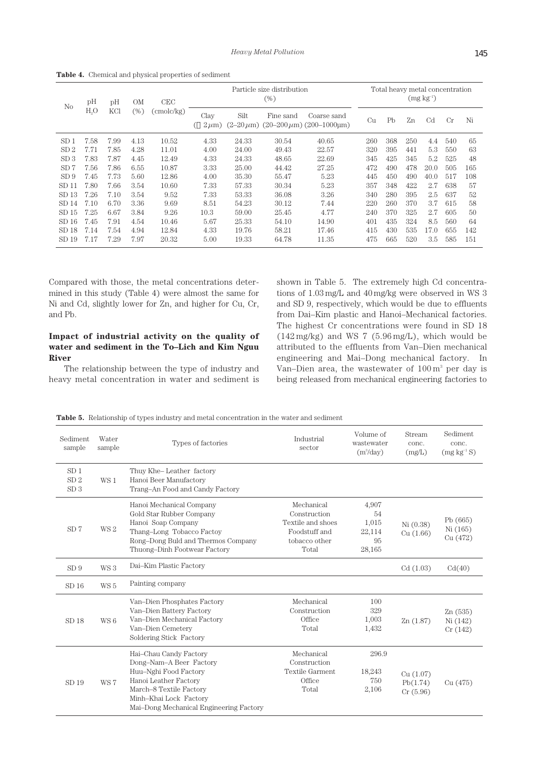**Table 4.** Chemical and physical properties of sediment

| No | pH $H_2O$ | pH KCl | OM (%) | CEC (cmolc/kg) | Particle size distribution (%) | | | | Total heavy metal concentration ($mg\ kg^{-1}$) | | | | | |
|---|---|---|---|---|---|---|---|---|---|---|---|---|---|---|
| | | | | | Clay (< 2 $\mu$m) | Silt (2–20 $\mu$m) | Fine sand (20–200 $\mu$m) | Coarse sand (200–1000 $\mu$m) | Cu | Pb | Zn | Cd | Cr | Ni |
| SD 1 | 7.58 | 7.99 | 4.13 | 10.52 | 4.33 | 24.33 | 30.54 | 40.65 | 260 | 368 | 250 | 4.4 | 540 | 65 |
| SD 2 | 7.71 | 7.85 | 4.28 | 11.01 | 4.00 | 24.00 | 49.43 | 22.57 | 320 | 395 | 441 | 5.3 | 550 | 63 |
| SD 3 | 7.83 | 7.87 | 4.45 | 12.49 | 4.33 | 24.33 | 48.65 | 22.69 | 345 | 425 | 345 | 5.2 | 525 | 48 |
| SD 7 | 7.56 | 7.86 | 6.55 | 10.87 | 3.33 | 25.00 | 44.42 | 27.25 | 472 | 490 | 478 | 20.0 | 505 | 165 |
| SD 9 | 7.45 | 7.73 | 5.60 | 12.86 | 4.00 | 35.30 | 55.47 | 5.23 | 445 | 450 | 490 | 40.0 | 517 | 108 |
| SD 11 | 7.80 | 7.66 | 3.54 | 10.60 | 7.33 | 57.33 | 30.34 | 5.23 | 357 | 348 | 422 | 2.7 | 638 | 57 |
| SD 13 | 7.26 | 7.10 | 3.54 | 9.52 | 7.33 | 53.33 | 36.08 | 3.26 | 340 | 280 | 395 | 2.5 | 637 | 52 |
| SD 14 | 7.10 | 6.70 | 3.36 | 9.69 | 8.51 | 54.23 | 30.12 | 7.44 | 220 | 260 | 370 | 3.7 | 615 | 58 |
| SD 15 | 7.25 | 6.67 | 3.84 | 9.26 | 10.3 | 59.00 | 25.45 | 4.77 | 240 | 370 | 325 | 2.7 | 605 | 50 |
| SD 16 | 7.45 | 7.91 | 4.54 | 10.46 | 5.67 | 25.33 | 54.10 | 14.90 | 401 | 435 | 324 | 8.5 | 560 | 64 |
| SD 18 | 7.14 | 7.54 | 4.94 | 12.84 | 4.33 | 19.76 | 58.21 | 17.46 | 415 | 430 | 535 | 17.0 | 655 | 142 |
| SD 19 | 7.17 | 7.29 | 7.97 | 20.32 | 5.00 | 19.33 | 64.78 | 11.35 | 475 | 665 | 520 | 3.5 | 585 | 151 |

Compared with those, the metal concentrations determined in this study (Table 4) were almost the same for Ni and Cd, slightly lower for Zn, and higher for Cu, Cr, and Pb.

### Impact of industrial activity on the quality of water and sediment in the To–Lich and Kim Nguu River

The relationship between the type of industry and heavy metal concentration in water and sediment is shown in Table 5. The extremely high Cd concentrations of 1.03 mg/L and 40 mg/kg were observed in WS 3 and SD 9, respectively, which would be due to effluents from Dai–Kim plastic and Hanoi–Mechanical factories. The highest Cr concentrations were found in SD 18 (142 mg/kg) and WS 7 (5.96 mg/L), which would be attributed to the effluents from Van–Dien mechanical engineering and Mai–Dong mechanical factory. In Van–Dien area, the wastewater of 100 $m^3$ per day is being released from mechanical engineering factories to

**Table 5.** Relationship of types industry and metal concentration in the water and sediment

| Sediment sample | Water sample | Types of factories | Industrial sector | Volume of wastewater ($m^3$/day) | Stream conc. (mg/L) | Sediment conc. ($mg\ kg^{-1}$ S) |
|---|---|---|---|---|---|---|
| SD 1<br>SD 2<br>SD 3 | WS 1 | Thuy Khe– Leather factory<br>Hanoi Beer Manufactory<br>Trang–An Food and Candy Factory | | | | |
| SD 7 | WS 2 | Hanoi Mechanical Company<br>Gold Star Rubber Company<br>Hanoi Soap Company<br>Thang–Long Tobacco Factoy<br>Rong–Dong Buld and Thermos Company<br>Thuong–Dinh Footwear Factory | Mechanical<br>Construction<br>Textile and shoes<br>Foodstuff and<br>tobacco other<br>Total | 4,907<br>54<br>1,015<br>22,114<br>95<br>28,165 | Ni (0.38)<br>Cu (1.66) | Pb (665)<br>Ni (165)<br>Cu (472) |
| SD 9 | WS 3 | Dai–Kim Plastic Factory | | | Cd (1.03) | Cd(40) |
| SD 16 | WS 5 | Painting company | | | | |
| SD 18 | WS 6 | Van–Dien Phosphates Factory<br>Van–Dien Battery Factory<br>Van–Dien Mechanical Factory<br>Van–Dien Cemetery<br>Soldering Stick Factory | Mechanical<br>Construction<br>Office<br>Total | 100<br>329<br>1,003<br>1,432 | Zn (1.87) | Zn (535)<br>Ni (142)<br>Cr (142) |
| SD 19 | WS 7 | Hai–Chau Candy Factory<br>Dong–Nam–A Beer Factory<br>Huu–Nghi Food Factory<br>Hanoi Leather Factory<br>March–8 Textile Factory<br>Minh–Khai Lock Factory<br>Mai–Dong Mechanical Engineering Factory | Mechanical<br>Construction<br>Textile Garment<br>Office<br>Total | 296.9<br><br>18,243<br>750<br>2,106 | Cu (1.07)<br>Pb(1.74)<br>Cr (5.96) | Cu (475) |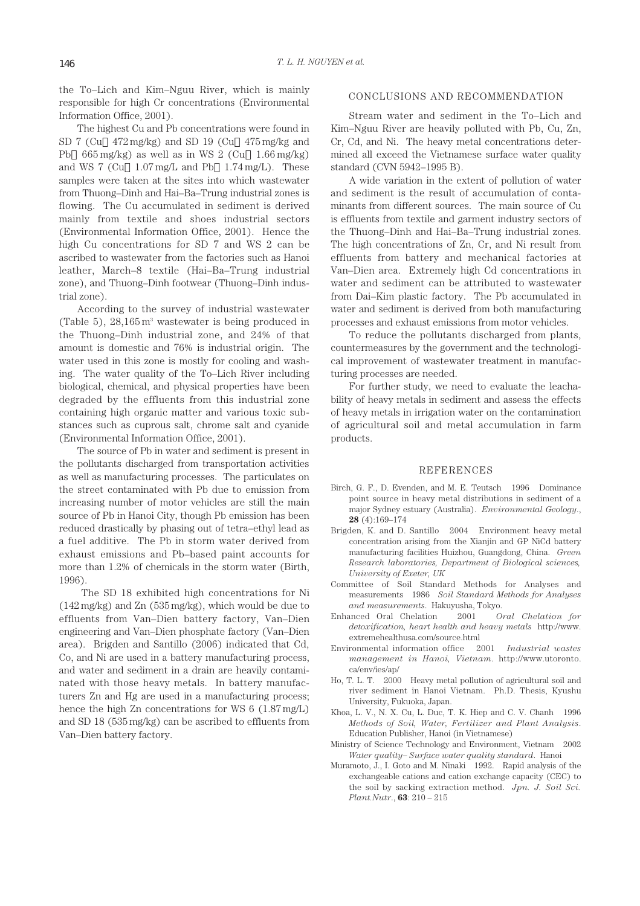the To–Lich and Kim–Nguu River, which is mainly responsible for high Cr concentrations (Environmental Information Office, 2001).

The highest Cu and Pb concentrations were found in SD 7 (Cu 472 mg/kg) and SD 19 (Cu 475 mg/kg and Pb 665 mg/kg) as well as in WS 2 (Cu 1.66 mg/kg) and WS 7 (Cu 1.07 mg/L and Pb 1.74 mg/L). These samples were taken at the sites into which wastewater from Thuong–Dinh and Hai–Ba–Trung industrial zones is flowing. The Cu accumulated in sediment is derived mainly from textile and shoes industrial sectors (Environmental Information Office, 2001). Hence the high Cu concentrations for SD 7 and WS 2 can be ascribed to wastewater from the factories such as Hanoi leather, March–8 textile (Hai–Ba–Trung industrial zone), and Thuong–Dinh footwear (Thuong–Dinh industrial zone).

According to the survey of industrial wastewater (Table 5), 28,165 $m^3$ wastewater is being produced in the Thuong–Dinh industrial zone, and 24% of that amount is domestic and 76% is industrial origin. The water used in this zone is mostly for cooling and washing. The water quality of the To–Lich River including biological, chemical, and physical properties have been degraded by the effluents from this industrial zone containing high organic matter and various toxic substances such as cuprous salt, chrome salt and cyanide (Environmental Information Office, 2001).

The source of Pb in water and sediment is present in the pollutants discharged from transportation activities as well as manufacturing processes. The particulates on the street contaminated with Pb due to emission from increasing number of motor vehicles are still the main source of Pb in Hanoi City, though Pb emission has been reduced drastically by phasing out of tetra–ethyl lead as a fuel additive. The Pb in storm water derived from exhaust emissions and Pb–based paint accounts for more than 1.2% of chemicals in the storm water (Birth, 1996).

The SD 18 exhibited high concentrations for Ni (142 mg/kg) and Zn (535 mg/kg), which would be due to effluents from Van–Dien battery factory, Van–Dien engineering and Van–Dien phosphate factory (Van–Dien area). Brigden and Santillo (2006) indicated that Cd, Co, and Ni are used in a battery manufacturing process, and water and sediment in a drain are heavily contaminated with those heavy metals. In battery manufacturers Zn and Hg are used in a manufacturing process; hence the high Zn concentrations for WS 6 (1.87 mg/L) and SD 18 (535 mg/kg) can be ascribed to effluents from Van–Dien battery factory.

## CONCLUSIONS AND RECOMMENDATION

Stream water and sediment in the To–Lich and Kim–Nguu River are heavily polluted with Pb, Cu, Zn, Cr, Cd, and Ni. The heavy metal concentrations determined all exceed the Vietnamese surface water quality standard (CVN 5942–1995 B).

A wide variation in the extent of pollution of water and sediment is the result of accumulation of contaminants from different sources. The main source of Cu is effluents from textile and garment industry sectors of the Thuong–Dinh and Hai–Ba–Trung industrial zones. The high concentrations of Zn, Cr, and Ni result from effluents from battery and mechanical factories at Van–Dien area. Extremely high Cd concentrations in water and sediment can be attributed to wastewater from Dai–Kim plastic factory. The Pb accumulated in water and sediment is derived from both manufacturing processes and exhaust emissions from motor vehicles.

To reduce the pollutants discharged from plants, countermeasures by the government and the technological improvement of wastewater treatment in manufacturing processes are needed.

For further study, we need to evaluate the leachability of heavy metals in sediment and assess the effects of heavy metals in irrigation water on the contamination of agricultural soil and metal accumulation in farm products.

## REFERENCES

Birch, G. F., D. Evenden, and M. E. Teutsch 1996 Dominance point source in heavy metal distributions in sediment of a major Sydney estuary (Australia). *Environmental Geology*., **28** (4):169–174

Brigden, K. and D. Santillo 2004 Environment heavy metal concentration arising from the Xianjin and GP NiCd battery manufacturing facilities Huizhou, Guangdong, China. *Green Research laboratories, Department of Biological sciences, University of Exeter, UK*

Committee of Soil Standard Methods for Analyses and measurements 1986 *Soil Standard Methods for Analyses and measurements*. Hakuyusha, Tokyo.

Enhanced Oral Chelation 2001 *Oral Chelation for detoxification, heart health and heavy metals* http://www.extremehealthusa.com/source.html

Environmental information office 2001 *Industrial wastes management in Hanoi, Vietnam*. http://www.utoronto.ca/env/ies/ap/

Ho, T. L. T. 2000 Heavy metal pollution of agricultural soil and river sediment in Hanoi Vietnam. Ph.D. Thesis, Kyushu University, Fukuoka, Japan.

Khoa, L. V., N. X. Cu, L. Duc, T. K. Hiep and C. V. Chanh 1996 *Methods of Soil, Water, Fertilizer and Plant Analysis*. Education Publisher, Hanoi (in Vietnamese)

Ministry of Science Technology and Environment, Vietnam 2002 *Water quality– Surface water quality standard*. Hanoi

Muramoto, J., I. Goto and M. Ninaki 1992. Rapid analysis of the exchangeable cations and cation exchange capacity (CEC) to the soil by sacking extraction method. *Jpn. J. Soil Sci. Plant.Nutr*., **63**: 210 – 215